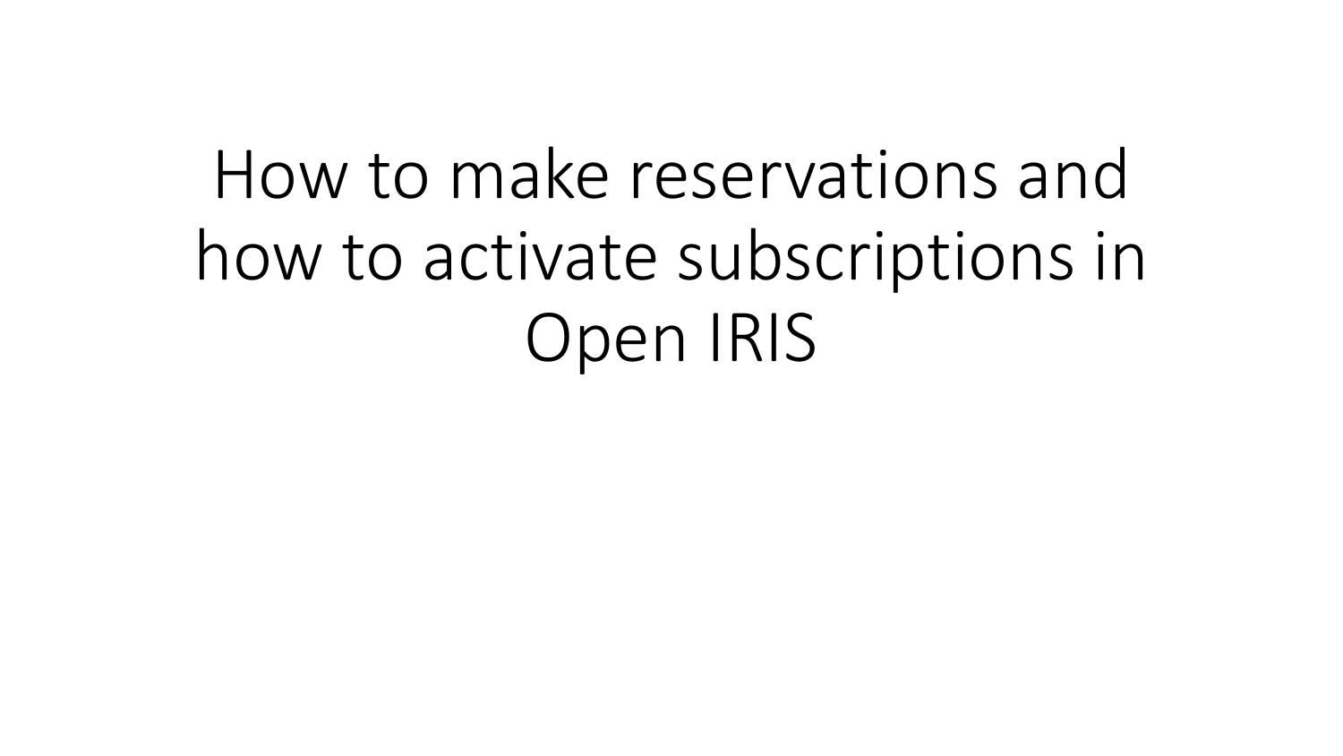# How to make reservations and how to activate subscriptions in Open IRIS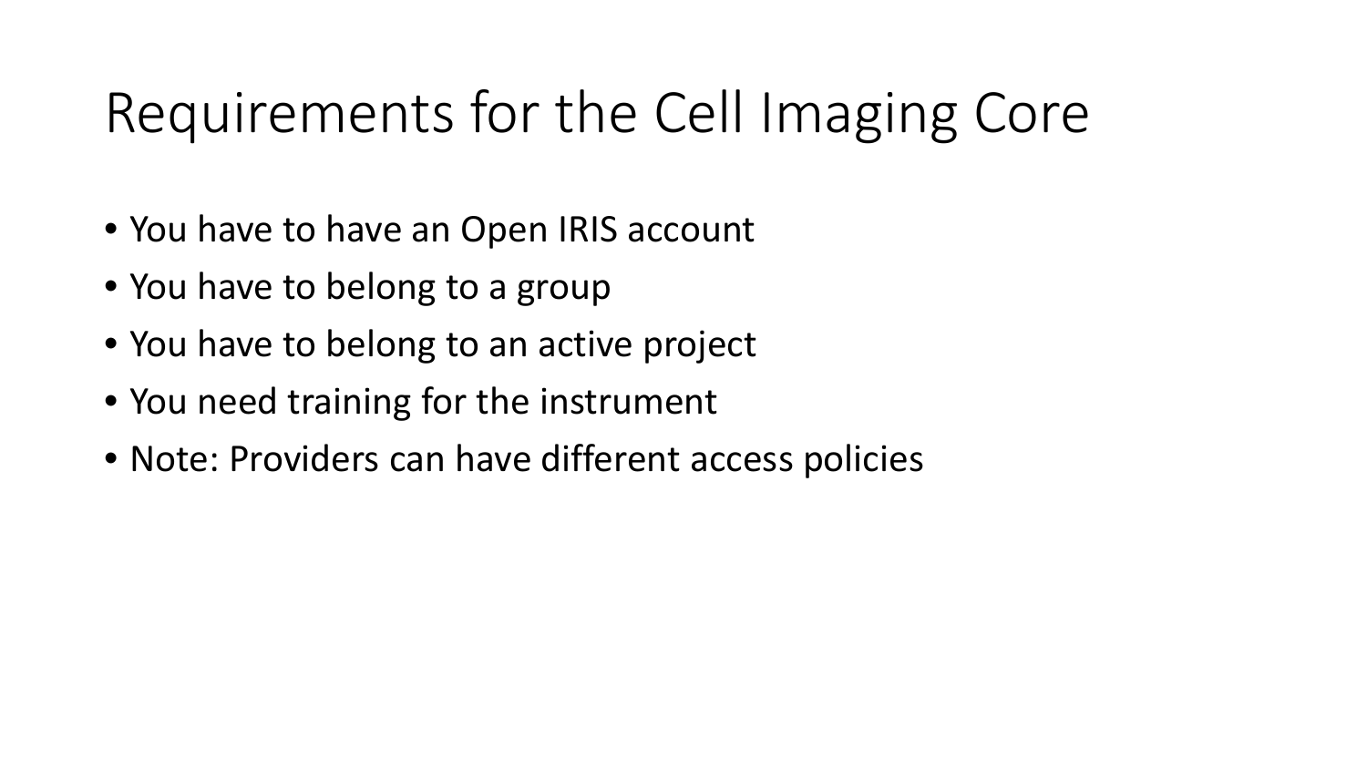# Requirements for the Cell Imaging Core

- You have to have an Open IRIS account
- You have to belong to a group
- You have to belong to an active project
- You need training for the instrument
- Note: Providers can have different access policies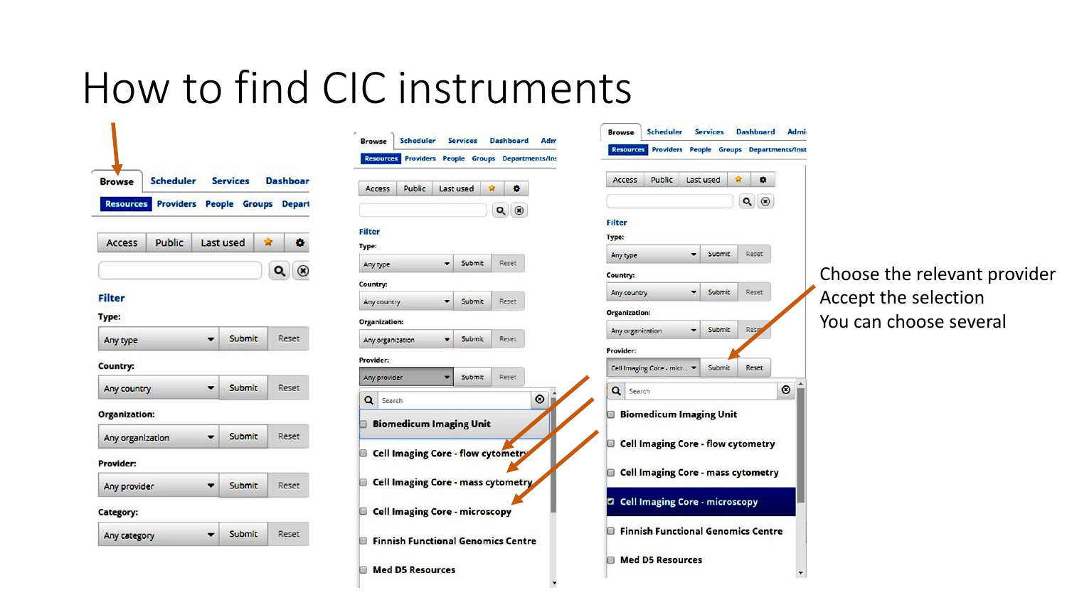# How to find CIC instruments

Choose the relevant provider
Accept the selection
You can choose several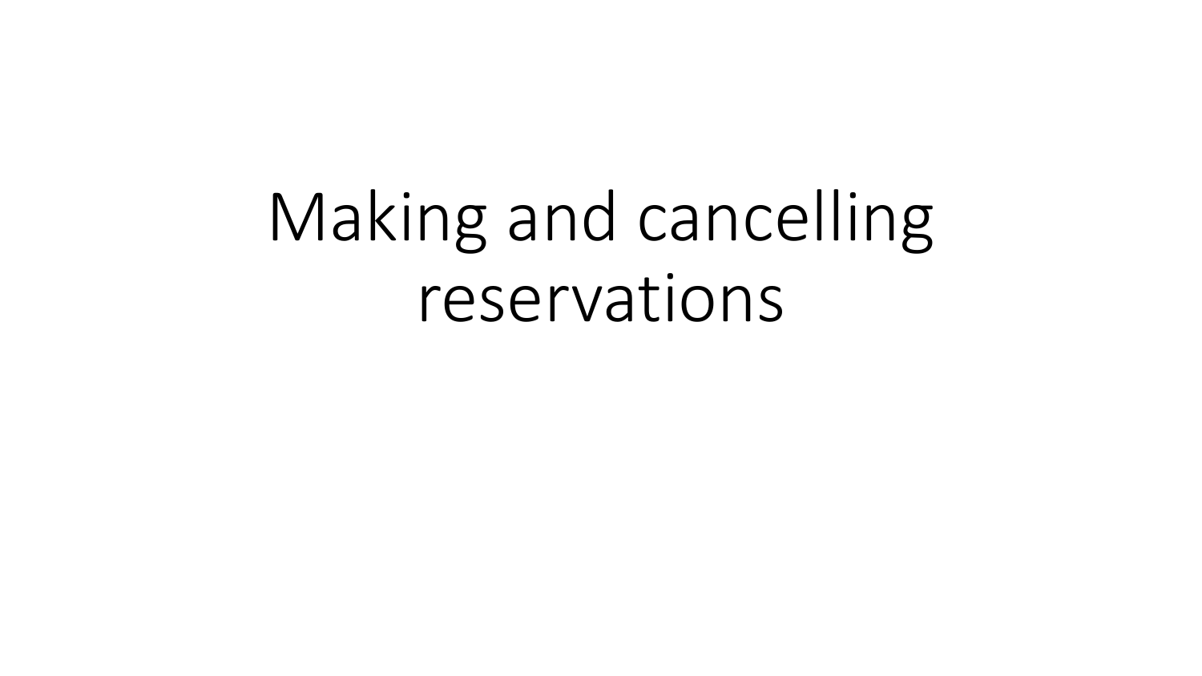# Making and cancelling reservations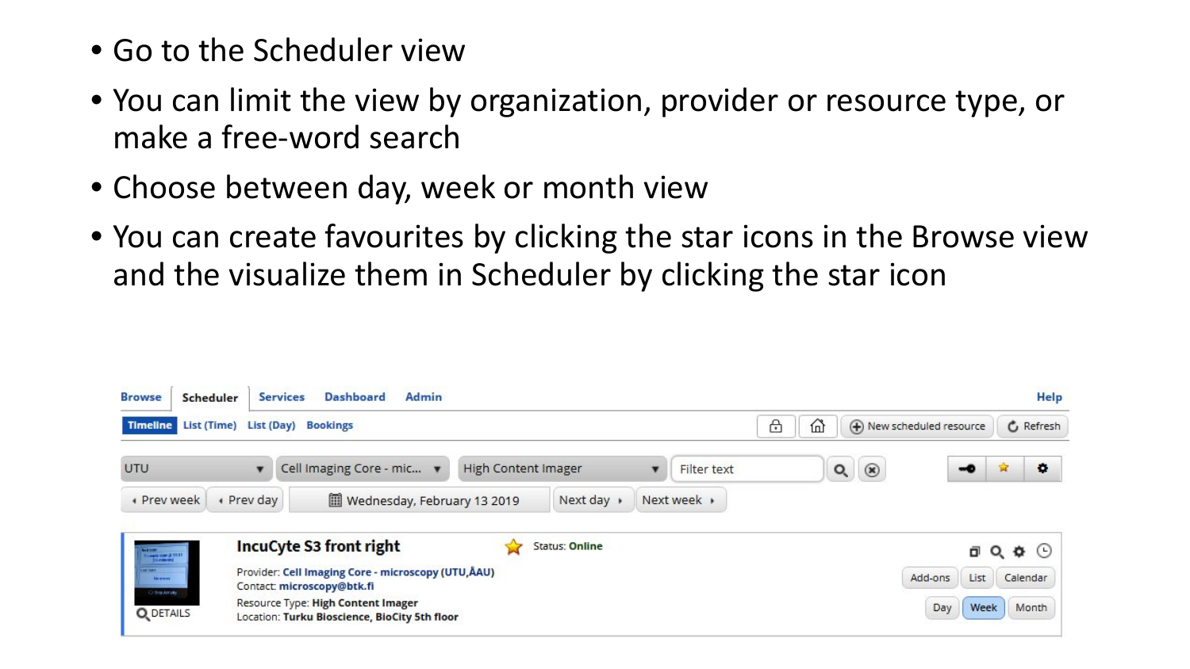- Go to the Scheduler view
- You can limit the view by organization, provider or resource type, or make a free-word search
- Choose between day, week or month view
- You can create favourites by clicking the star icons in the Browse view and the visualize them in Scheduler by clicking the star icon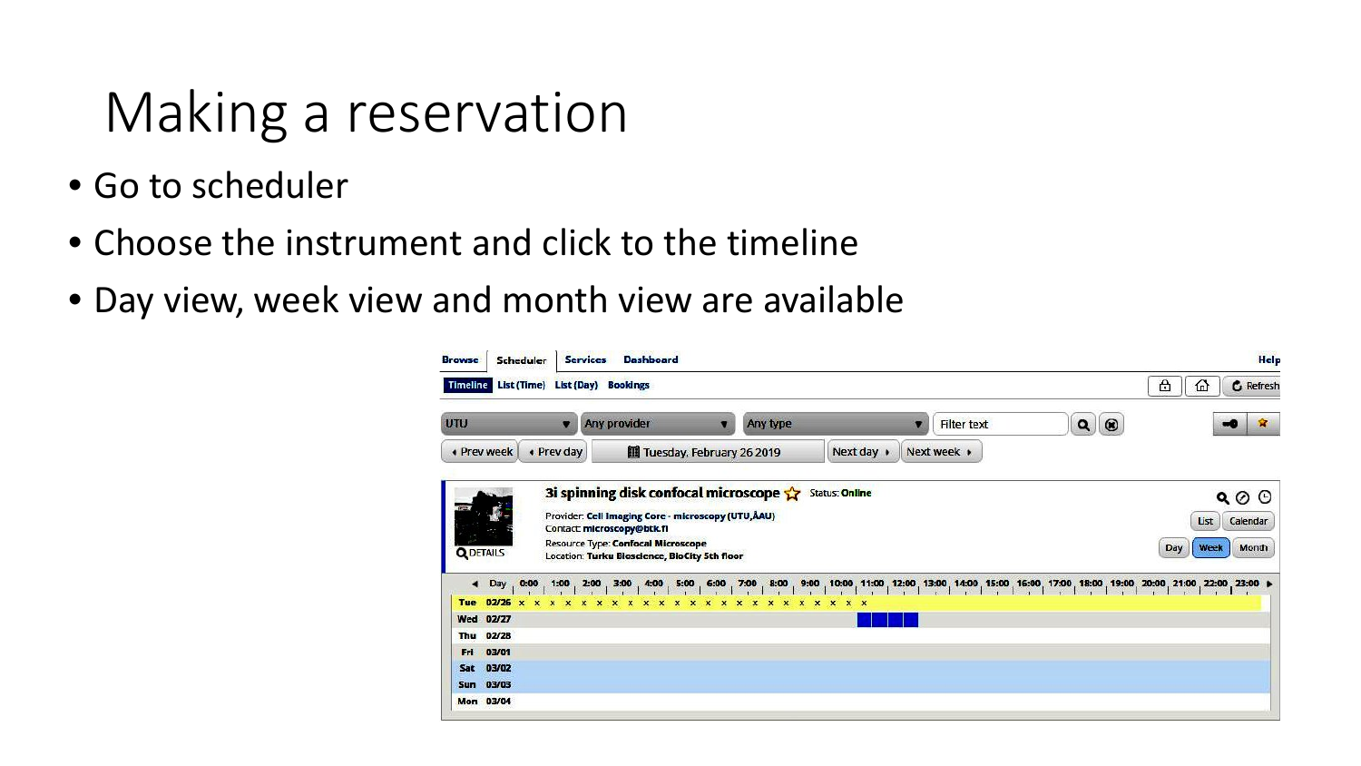# Making a reservation

- Go to scheduler
- Choose the instrument and click to the timeline
- Day view, week view and month view are available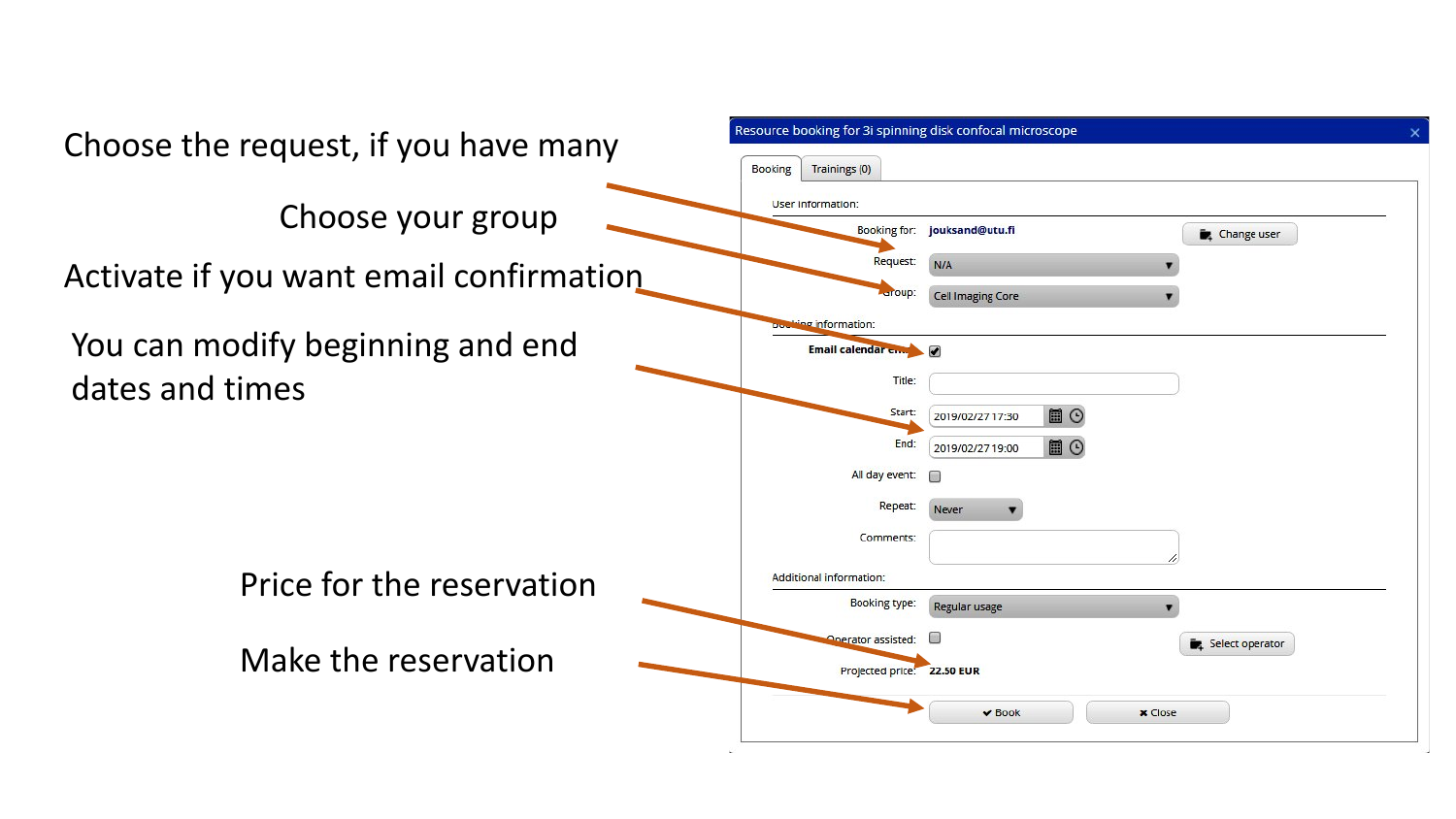Choose the request, if you have many

Choose your group

Activate if you want email confirmation

You can modify beginning and end dates and times

Price for the reservation

Make the reservation

**Resource booking for 3i spinning disk confocal microscope**

Booking | Trainings (0)

User information:

- Booking for: **jouksand@utu.fi** — Change user
- Request: N/A
- Group: Cell Imaging Core

Booking information:

- **Email calendar en...** ☑
- Title:
- Start: 2019/02/27 17:30
- End: 2019/02/27 19:00
- All day event: ☐
- Repeat: Never
- Comments:

Additional information:

- Booking type: Regular usage
- Operator assisted: ☐ — Select operator
- Projected price: **22.50 EUR**

✔ Book | ✖ Close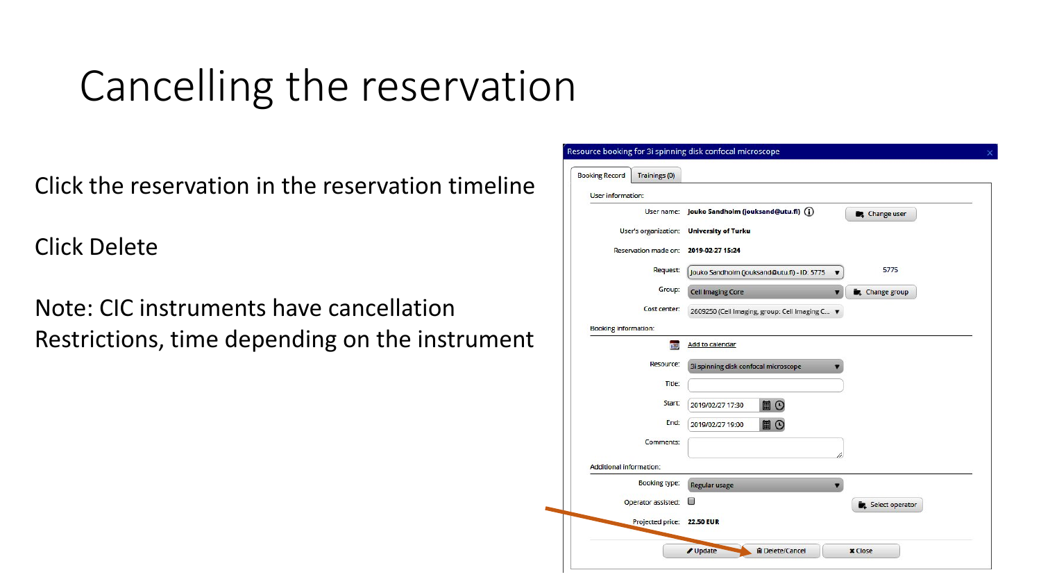# Cancelling the reservation

Click the reservation in the reservation timeline

Click Delete

Note: CIC instruments have cancellation Restrictions, time depending on the instrument

Resource booking for 3i spinning disk confocal microscope

Booking Record | Trainings (0)

User information:

User name: Jouko Sandholm (jouksand@utu.fi) — Change user

User's organization: University of Turku

Reservation made on: 2019-02-27 15:24

Request: Jouko Sandholm (jouksand@utu.fi) - ID: 5775 — 5775

Group: Cell Imaging Core — Change group

Cost center: 2609250 (Cell Imaging, group: Cell Imaging C...

Booking information:

Add to calendar

Resource: 3i spinning disk confocal microscope

Title:

Start: 2019/02/27 17:30

End: 2019/02/27 19:00

Comments:

Additional information:

Booking type: Regular usage

Operator assisted: — Select operator

Projected price: 22.50 EUR

Update | Delete/Cancel | Close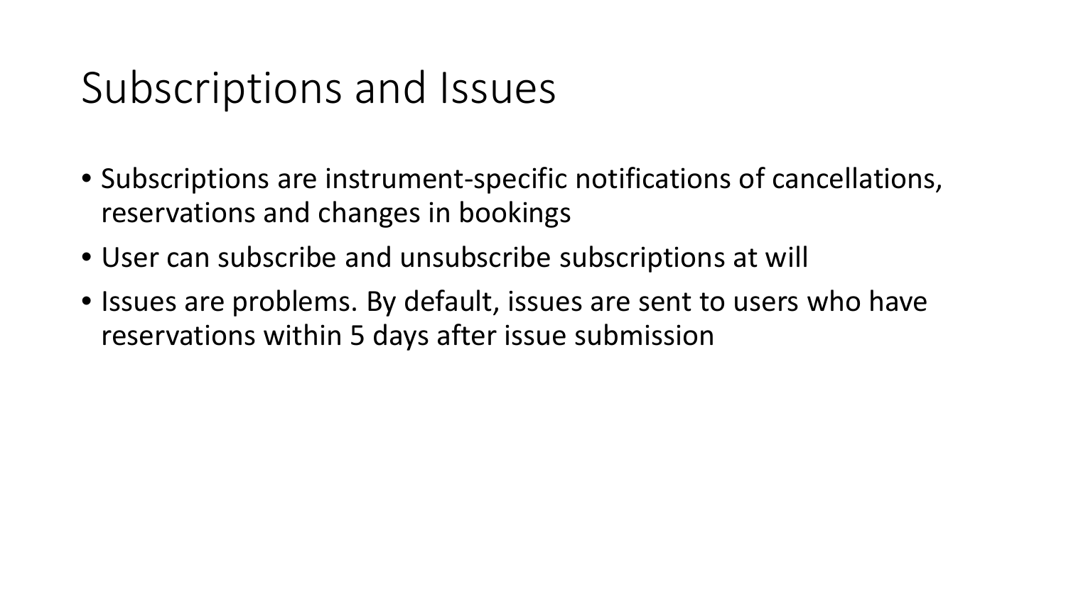# Subscriptions and Issues

- Subscriptions are instrument-specific notifications of cancellations, reservations and changes in bookings
- User can subscribe and unsubscribe subscriptions at will
- Issues are problems. By default, issues are sent to users who have reservations within 5 days after issue submission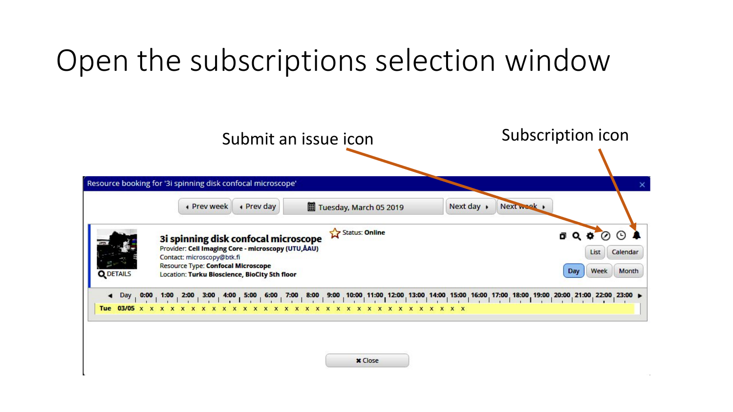# Open the subscriptions selection window

Submit an issue icon

Subscription icon

Resource booking for '3i spinning disk confocal microscope'

Prev week | Prev day | Tuesday, March 05 2019 | Next day | Next week

**3i spinning disk confocal microscope**

Status: **Online**

Provider: **Cell Imaging Core - microscopy (UTU,ÅAU)**

Contact: microscopy@btk.fi

Resource Type: **Confocal Microscope**

Location: **Turku Bioscience, BioCity 5th floor**

DETAILS

List | Calendar

Day | Week | Month

Day 0:00 1:00 2:00 3:00 4:00 5:00 6:00 7:00 8:00 9:00 10:00 11:00 12:00 13:00 14:00 15:00 16:00 17:00 18:00 19:00 20:00 21:00 22:00 23:00

Tue 03/05

Close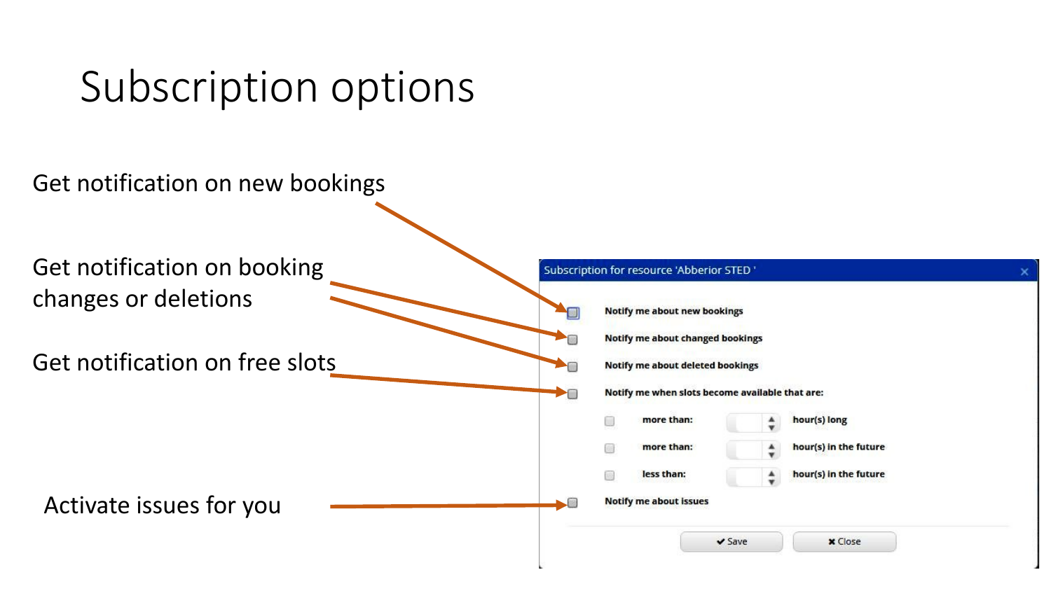# Subscription options

Get notification on new bookings

Get notification on booking changes or deletions

Get notification on free slots

Activate issues for you

Subscription for resource 'Abberior STED '

- Notify me about new bookings
- Notify me about changed bookings
- Notify me about deleted bookings
- Notify me when slots become available that are:
  - more than: hour(s) long
  - more than: hour(s) in the future
  - less than: hour(s) in the future
- Notify me about issues

Save | Close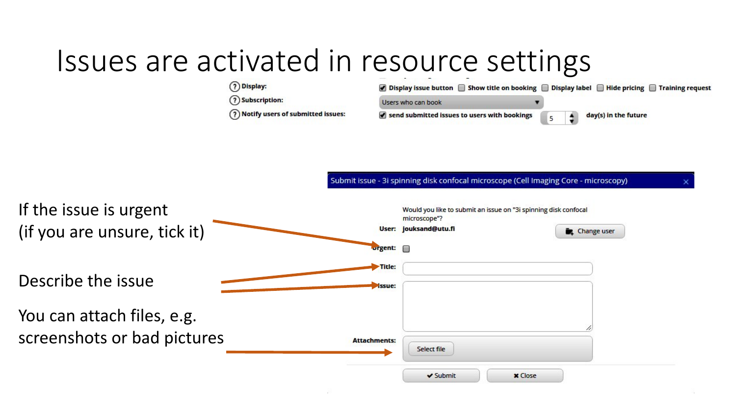# Issues are activated in resource settings

Display: ☑ Display issue button ☐ Show title on booking ☐ Display label ☐ Hide pricing ☐ Training request

Subscription: Users who can book

Notify users of submitted issues: ☑ send submitted issues to users with bookings 5 day(s) in the future

Submit issue - 3i spinning disk confocal microscope (Cell Imaging Core - microscopy)

Would you like to submit an issue on "3i spinning disk confocal microscope"?

User: jouksand@utu.fi

Change user

Urgent:

Title:

Issue:

Attachments: Select file

Submit

Close

If the issue is urgent (if you are unsure, tick it)

Describe the issue

You can attach files, e.g. screenshots or bad pictures